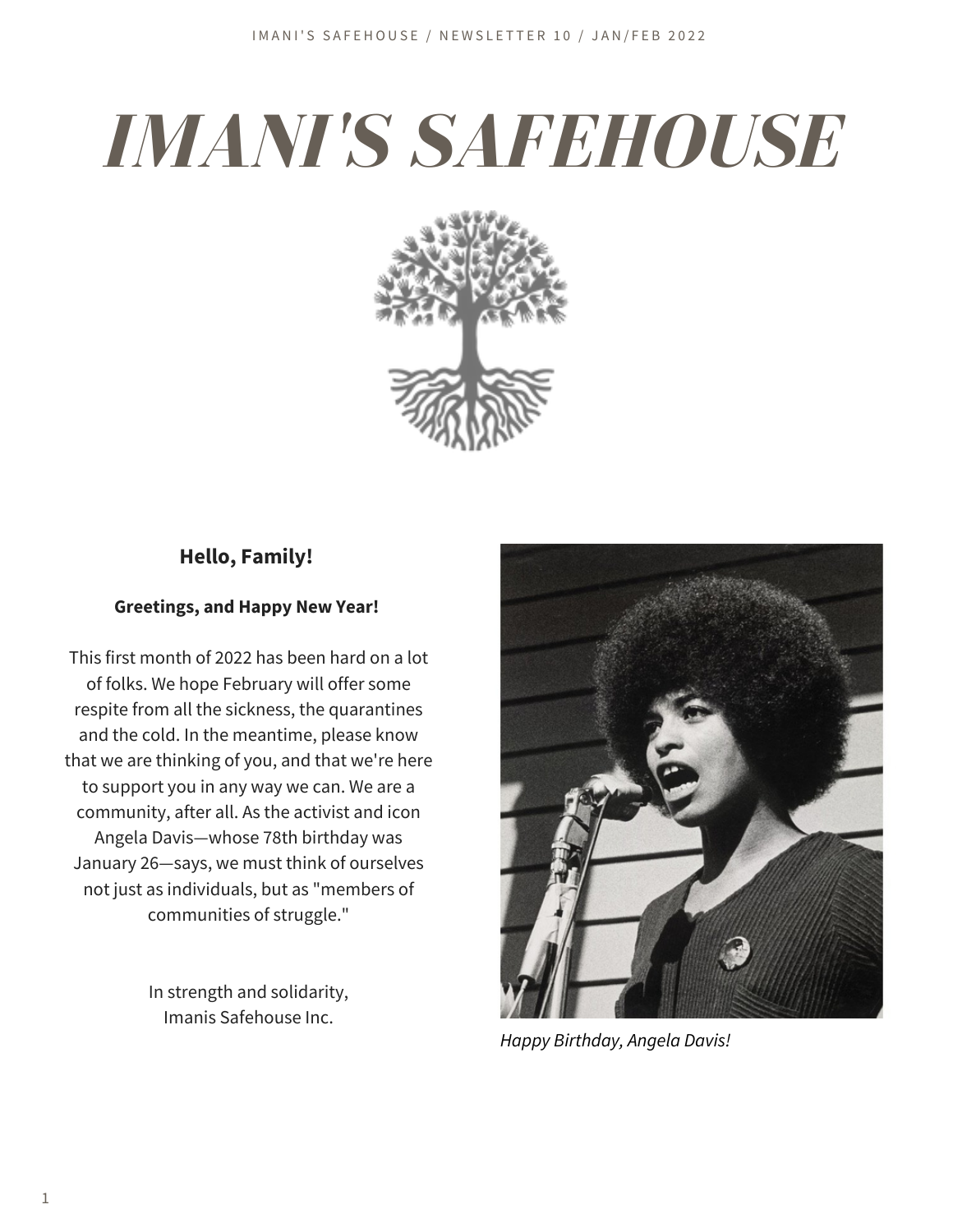# IMANI'S SAFEHOUSE

**Hello, Family!**

**Greetings, and Happy New Year!**

This first month of 2022 has been hard on a lot of folks. We hope February will offer some respite from all the sickness, the quarantines and the cold. In the meantime, please know that we are thinking of you, and that we're here to support you in any way we can. We are a community, after all. As the activist and icon Angela Davis—whose 78th birthday was January 26—says, we must think of ourselves not just as individuals, but as "members of communities of struggle."

In strength and solidarity,
Imanis Safehouse Inc.

*Happy Birthday, Angela Davis!*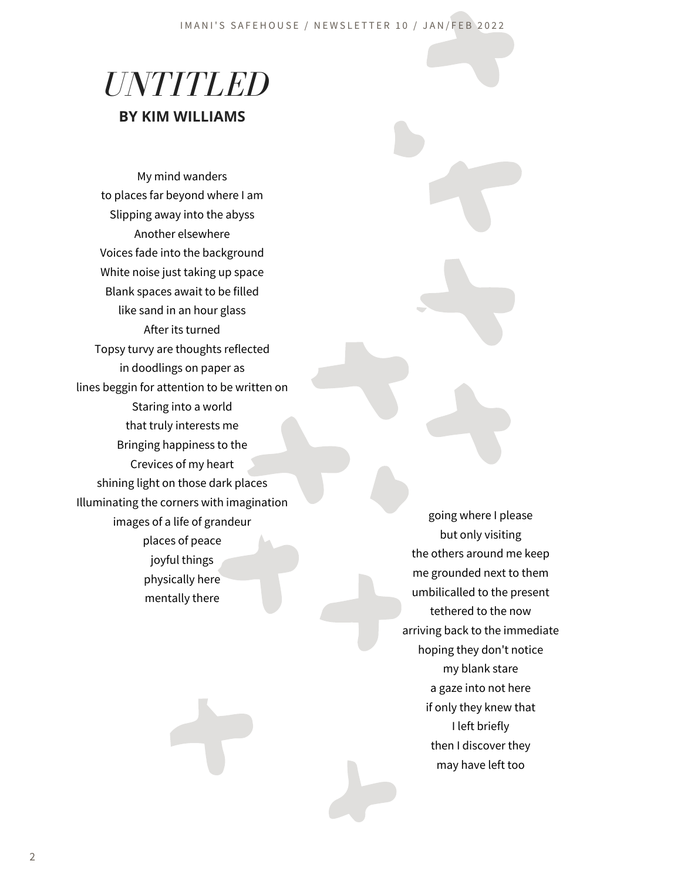# *UNTITLED*

**BY KIM WILLIAMS**

My mind wanders
to places far beyond where I am
Slipping away into the abyss
Another elsewhere
Voices fade into the background
White noise just taking up space
Blank spaces await to be filled
like sand in an hour glass
After its turned
Topsy turvy are thoughts reflected
in doodlings on paper as
lines beggin for attention to be written on
Staring into a world
that truly interests me
Bringing happiness to the
Crevices of my heart
shining light on those dark places
Illuminating the corners with imagination
images of a life of grandeur
places of peace
joyful things
physically here
mentally there

going where I please
but only visiting
the others around me keep
me grounded next to them
umbilicalled to the present
tethered to the now
arriving back to the immediate
hoping they don't notice
my blank stare
a gaze into not here
if only they knew that
I left briefly
then I discover they
may have left too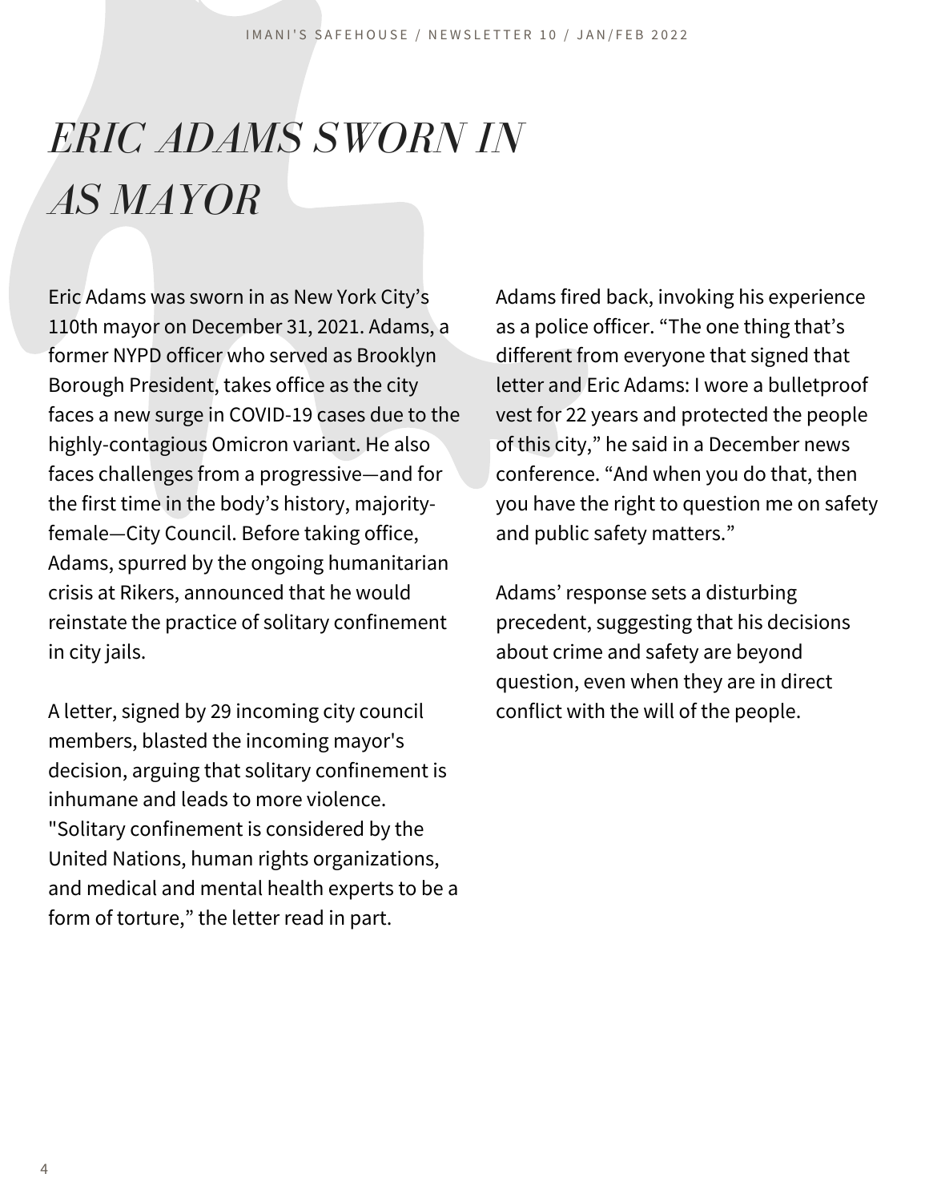# *ERIC ADAMS SWORN IN AS MAYOR*

Eric Adams was sworn in as New York City's 110th mayor on December 31, 2021. Adams, a former NYPD officer who served as Brooklyn Borough President, takes office as the city faces a new surge in COVID-19 cases due to the highly-contagious Omicron variant. He also faces challenges from a progressive—and for the first time in the body's history, majority-female—City Council. Before taking office, Adams, spurred by the ongoing humanitarian crisis at Rikers, announced that he would reinstate the practice of solitary confinement in city jails.

A letter, signed by 29 incoming city council members, blasted the incoming mayor's decision, arguing that solitary confinement is inhumane and leads to more violence. "Solitary confinement is considered by the United Nations, human rights organizations, and medical and mental health experts to be a form of torture," the letter read in part.

Adams fired back, invoking his experience as a police officer. "The one thing that's different from everyone that signed that letter and Eric Adams: I wore a bulletproof vest for 22 years and protected the people of this city," he said in a December news conference. "And when you do that, then you have the right to question me on safety and public safety matters."

Adams' response sets a disturbing precedent, suggesting that his decisions about crime and safety are beyond question, even when they are in direct conflict with the will of the people.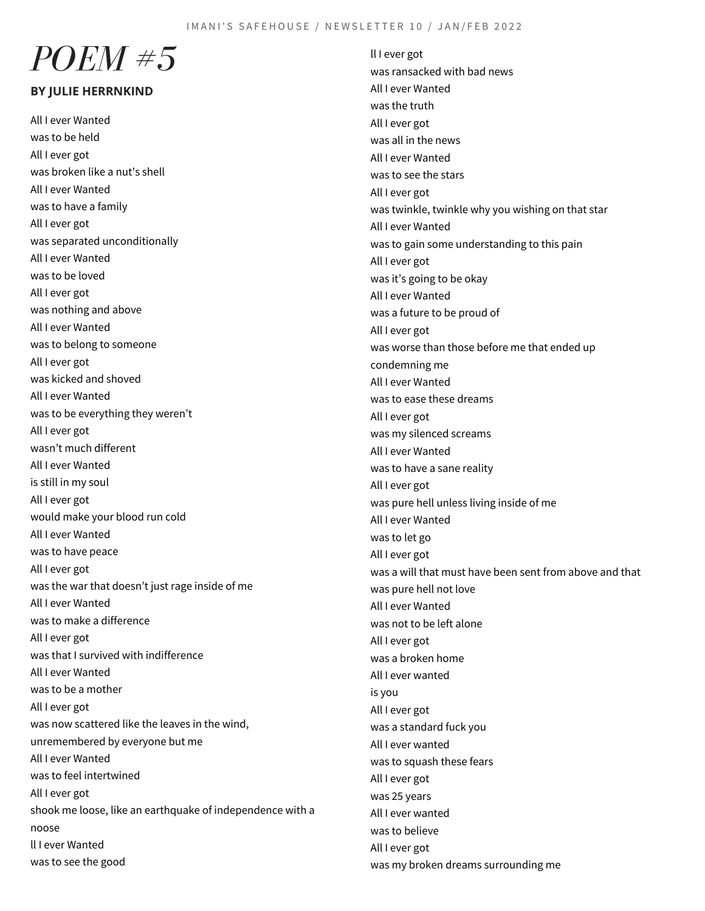# POEM #5

**BY JULIE HERRNKIND**

All I ever Wanted
was to be held
All I ever got
was broken like a nut's shell
All I ever Wanted
was to have a family
All I ever got
was separated unconditionally
All I ever Wanted
was to be loved
All I ever got
was nothing and above
All I ever Wanted
was to belong to someone
All I ever got
was kicked and shoved
All I ever Wanted
was to be everything they weren't
All I ever got
wasn't much different
All I ever Wanted
is still in my soul
All I ever got
would make your blood run cold
All I ever Wanted
was to have peace
All I ever got
was the war that doesn't just rage inside of me
All I ever Wanted
was to make a difference
All I ever got
was that I survived with indifference
All I ever Wanted
was to be a mother
All I ever got
was now scattered like the leaves in the wind,
unremembered by everyone but me
All I ever Wanted
was to feel intertwined
All I ever got
shook me loose, like an earthquake of independence with a
noose
ll I ever Wanted
was to see the good
ll I ever got
was ransacked with bad news
All I ever Wanted
was the truth
All I ever got
was all in the news
All I ever Wanted
was to see the stars
All I ever got
was twinkle, twinkle why you wishing on that star
All I ever Wanted
was to gain some understanding to this pain
All I ever got
was it's going to be okay
All I ever Wanted
was a future to be proud of
All I ever got
was worse than those before me that ended up
condemning me
All I ever Wanted
was to ease these dreams
All I ever got
was my silenced screams
All I ever Wanted
was to have a sane reality
All I ever got
was pure hell unless living inside of me
All I ever Wanted
was to let go
All I ever got
was a will that must have been sent from above and that
was pure hell not love
All I ever Wanted
was not to be left alone
All I ever got
was a broken home
All I ever wanted
is you
All I ever got
was a standard fuck you
All I ever wanted
was to squash these fears
All I ever got
was 25 years
All I ever wanted
was to believe
All I ever got
was my broken dreams surrounding me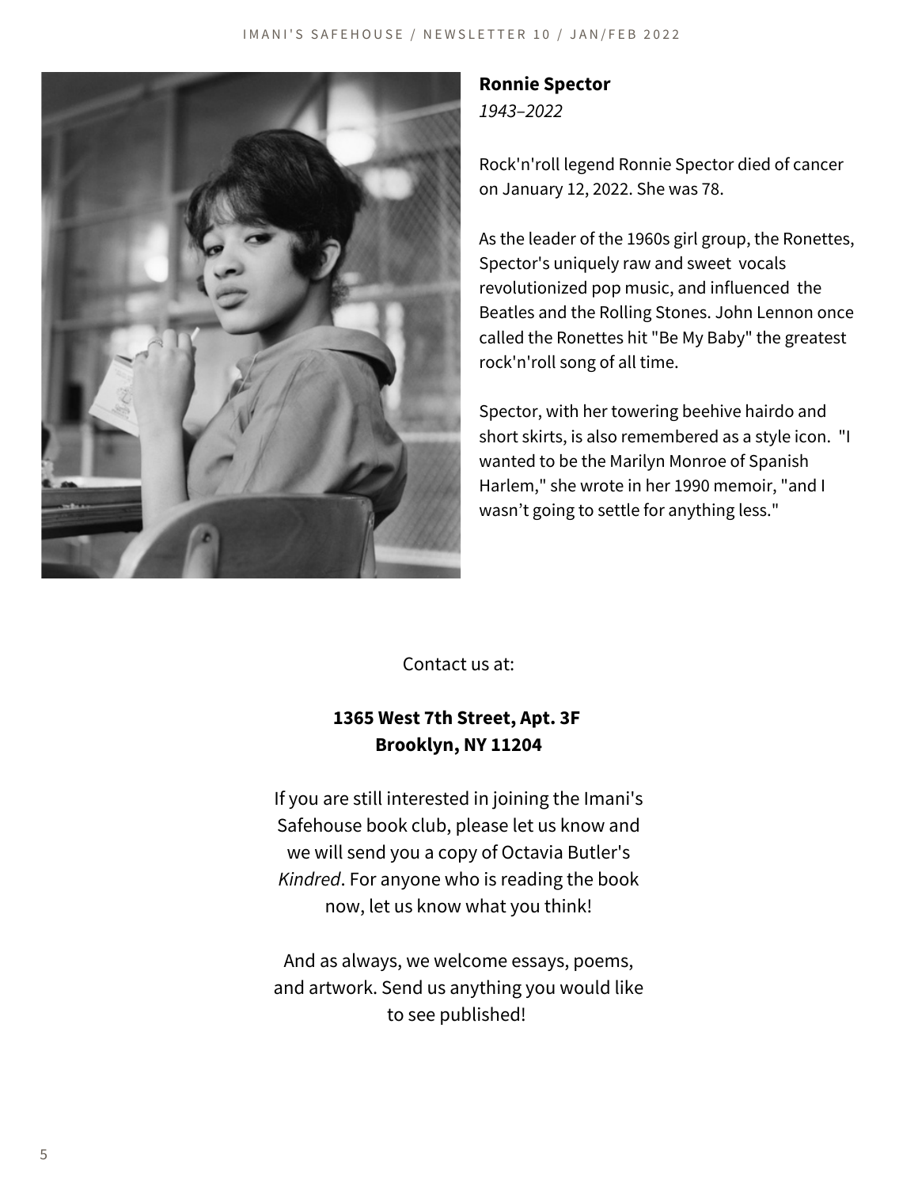**Ronnie Spector**

*1943–2022*

Rock'n'roll legend Ronnie Spector died of cancer on January 12, 2022. She was 78.

As the leader of the 1960s girl group, the Ronettes, Spector's uniquely raw and sweet vocals revolutionized pop music, and influenced the Beatles and the Rolling Stones. John Lennon once called the Ronettes hit "Be My Baby" the greatest rock'n'roll song of all time.

Spector, with her towering beehive hairdo and short skirts, is also remembered as a style icon. "I wanted to be the Marilyn Monroe of Spanish Harlem," she wrote in her 1990 memoir, "and I wasn't going to settle for anything less."

Contact us at:

**1365 West 7th Street, Apt. 3F**
**Brooklyn, NY 11204**

If you are still interested in joining the Imani's Safehouse book club, please let us know and we will send you a copy of Octavia Butler's *Kindred*. For anyone who is reading the book now, let us know what you think!

And as always, we welcome essays, poems, and artwork. Send us anything you would like to see published!